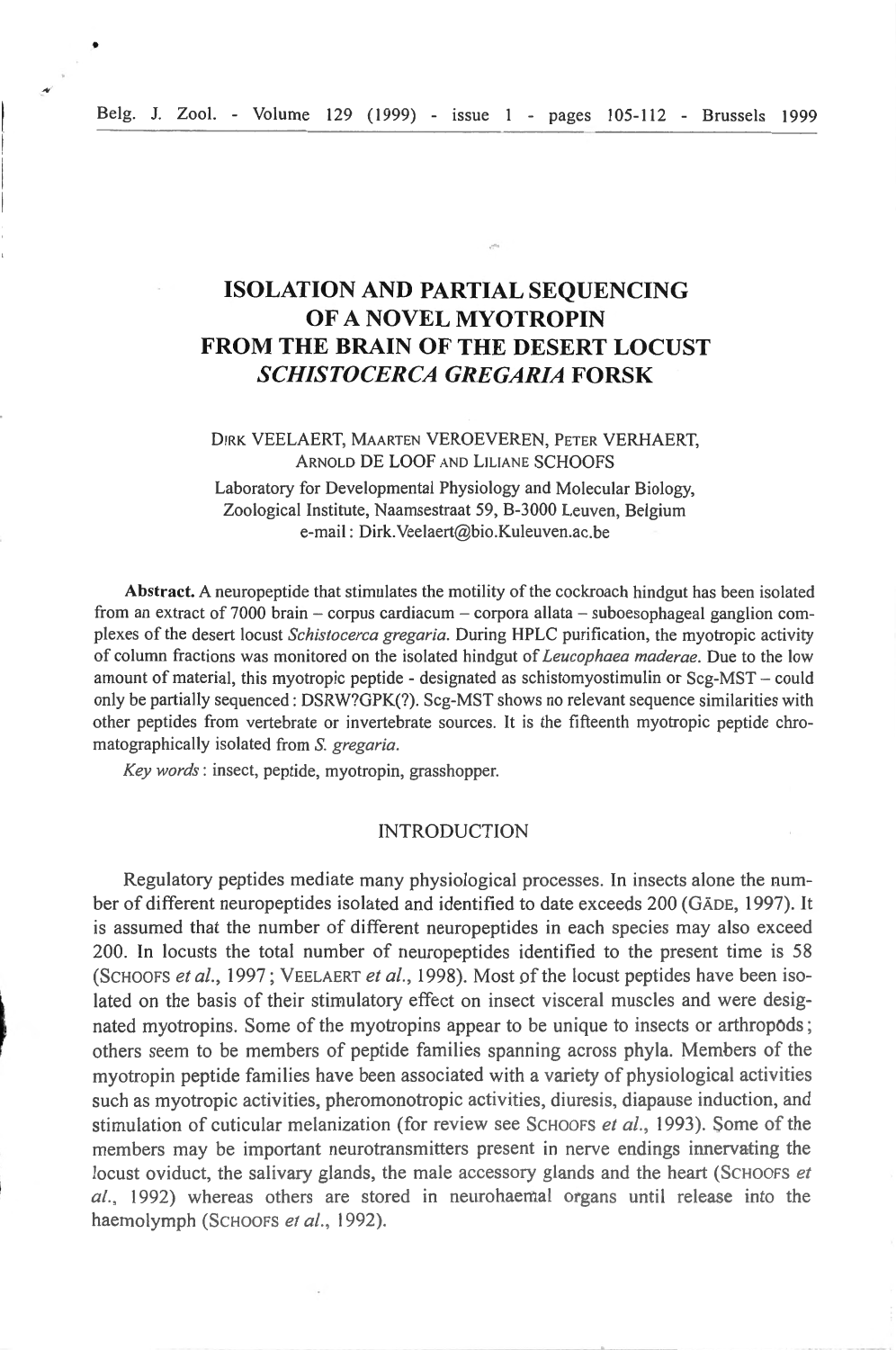# ISOLATION AND PARTIAL SEQUENCING OF A NOVEL MYOTROPIN FROM THE BRAIN OF THE DESERT LOCUST *SCHISTOCERCA GREGARIA* FORSK

DIRK VEELAERT, MAARTEN VEROEVEREN, PETER VERHAERT, ARNOLD DE LOOF AND LILIANE SCHOOFS

Laboratory for Developmental Physiology and Molecular Biology, Zoological Institute, Naamsestraat 59, B-3000 Leuven, Belgium
e-mail : Dirk.Veelaert@bio.Kuleuven.ac.be

**Abstract.** A neuropeptide that stimulates the motility of the cockroach hindgut has been isolated from an extract of 7000 brain – corpus cardiacum – corpora allata – suboesophageal ganglion complexes of the desert locust *Schistocerca gregaria*. During HPLC purification, the myotropic activity of column fractions was monitored on the isolated hindgut of *Leucophaea maderae*. Due to the low amount of material, this myotropic peptide - designated as schistomyostimulin or Scg-MST – could only be partially sequenced : DSRW?GPK(?). Scg-MST shows no relevant sequence similarities with other peptides from vertebrate or invertebrate sources. It is the fifteenth myotropic peptide chromatographically isolated from *S. gregaria*.

*Key words* : insect, peptide, myotropin, grasshopper.

## INTRODUCTION

Regulatory peptides mediate many physiological processes. In insects alone the number of different neuropeptides isolated and identified to date exceeds 200 (GÄDE, 1997). It is assumed that the number of different neuropeptides in each species may also exceed 200. In locusts the total number of neuropeptides identified to the present time is 58 (SCHOOFS *et al.*, 1997 ; VEELAERT *et al.*, 1998). Most of the locust peptides have been isolated on the basis of their stimulatory effect on insect visceral muscles and were designated myotropins. Some of the myotropins appear to be unique to insects or arthropods ; others seem to be members of peptide families spanning across phyla. Members of the myotropin peptide families have been associated with a variety of physiological activities such as myotropic activities, pheromonotropic activities, diuresis, diapause induction, and stimulation of cuticular melanization (for review see SCHOOFS *et al.*, 1993). Some of the members may be important neurotransmitters present in nerve endings innervating the locust oviduct, the salivary glands, the male accessory glands and the heart (SCHOOFS *et al.*, 1992) whereas others are stored in neurohaemal organs until release into the haemolymph (SCHOOFS *et al.*, 1992).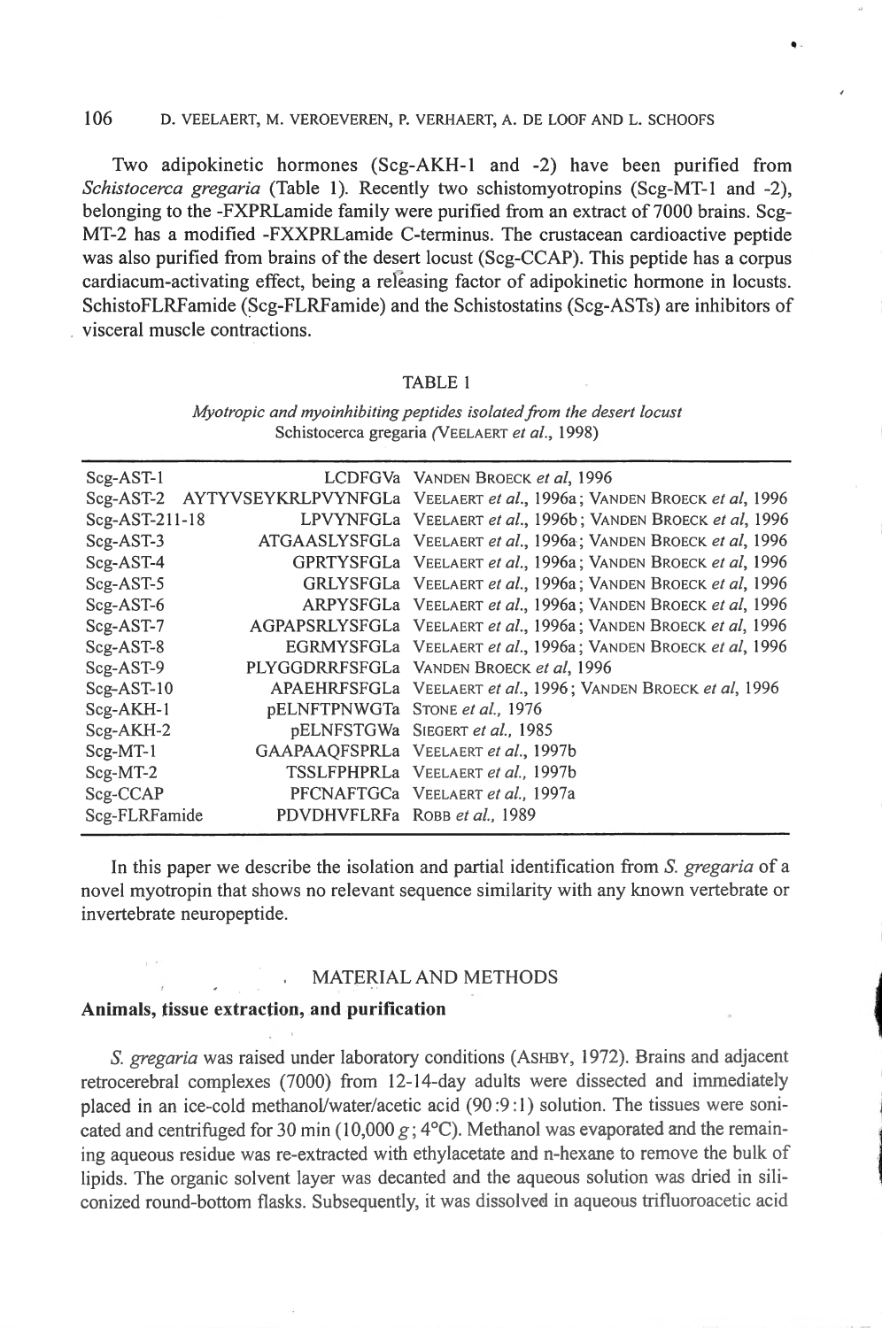Two adipokinetic hormones (Scg-AKH-1 and -2) have been purified from *Schistocerca gregaria* (Table 1). Recently two schistomyotropins (Scg-MT-1 and -2), belonging to the -FXPRLamide family were purified from an extract of 7000 brains. Scg-MT-2 has a modified -FXXPRLamide C-terminus. The crustacean cardioactive peptide was also purified from brains of the desert locust (Scg-CCAP). This peptide has a corpus cardiacum-activating effect, being a releasing factor of adipokinetic hormone in locusts. SchistoFLRFamide (Scg-FLRFamide) and the Schistostatins (Scg-ASTs) are inhibitors of visceral muscle contractions.

TABLE 1

*Myotropic and myoinhibiting peptides isolated from the desert locust* Schistocerca gregaria (VEELAERT *et al.*, 1998)

| | | |
|---|---|---|
| Scg-AST-1 | LCDFGVa | VANDEN BROECK *et al*, 1996 |
| Scg-AST-2 | AYTYVSEYKRLPVYNFGLa | VEELAERT *et al.*, 1996a; VANDEN BROECK *et al*, 1996 |
| Scg-AST-211-18 | LPVYNFGLa | VEELAERT *et al.*, 1996b; VANDEN BROECK *et al*, 1996 |
| Scg-AST-3 | ATGAASLYSFGLa | VEELAERT *et al.*, 1996a; VANDEN BROECK *et al*, 1996 |
| Scg-AST-4 | GPRTYSFGLa | VEELAERT *et al.*, 1996a; VANDEN BROECK *et al*, 1996 |
| Scg-AST-5 | GRLYSFGLa | VEELAERT *et al.*, 1996a; VANDEN BROECK *et al*, 1996 |
| Scg-AST-6 | ARPYSFGLa | VEELAERT *et al.*, 1996a; VANDEN BROECK *et al*, 1996 |
| Scg-AST-7 | AGPAPSRLYSFGLa | VEELAERT *et al.*, 1996a; VANDEN BROECK *et al*, 1996 |
| Scg-AST-8 | EGRMYSFGLa | VEELAERT *et al.*, 1996a; VANDEN BROECK *et al*, 1996 |
| Scg-AST-9 | PLYGGDRRFSFGLa | VANDEN BROECK *et al*, 1996 |
| Scg-AST-10 | APAEHRFSFGLa | VEELAERT *et al.*, 1996; VANDEN BROECK *et al*, 1996 |
| Scg-AKH-1 | pELNFTPNWGTa | STONE *et al.*, 1976 |
| Scg-AKH-2 | pELNFSTGWa | SIEGERT *et al.*, 1985 |
| Scg-MT-1 | GAAPAAQFSPRLa | VEELAERT *et al.*, 1997b |
| Scg-MT-2 | TSSLFPHPRLa | VEELAERT *et al.*, 1997b |
| Scg-CCAP | PFCNAFTGCa | VEELAERT *et al.*, 1997a |
| Scg-FLRFamide | PDVDHVFLRFa | ROBB *et al.*, 1989 |

In this paper we describe the isolation and partial identification from *S. gregaria* of a novel myotropin that shows no relevant sequence similarity with any known vertebrate or invertebrate neuropeptide.

## MATERIAL AND METHODS

### Animals, tissue extraction, and purification

*S. gregaria* was raised under laboratory conditions (ASHBY, 1972). Brains and adjacent retrocerebral complexes (7000) from 12-14-day adults were dissected and immediately placed in an ice-cold methanol/water/acetic acid (90 : 9 : 1) solution. The tissues were sonicated and centrifuged for 30 min (10,000 *g*; 4°C). Methanol was evaporated and the remaining aqueous residue was re-extracted with ethylacetate and n-hexane to remove the bulk of lipids. The organic solvent layer was decanted and the aqueous solution was dried in siliconized round-bottom flasks. Subsequently, it was dissolved in aqueous trifluoroacetic acid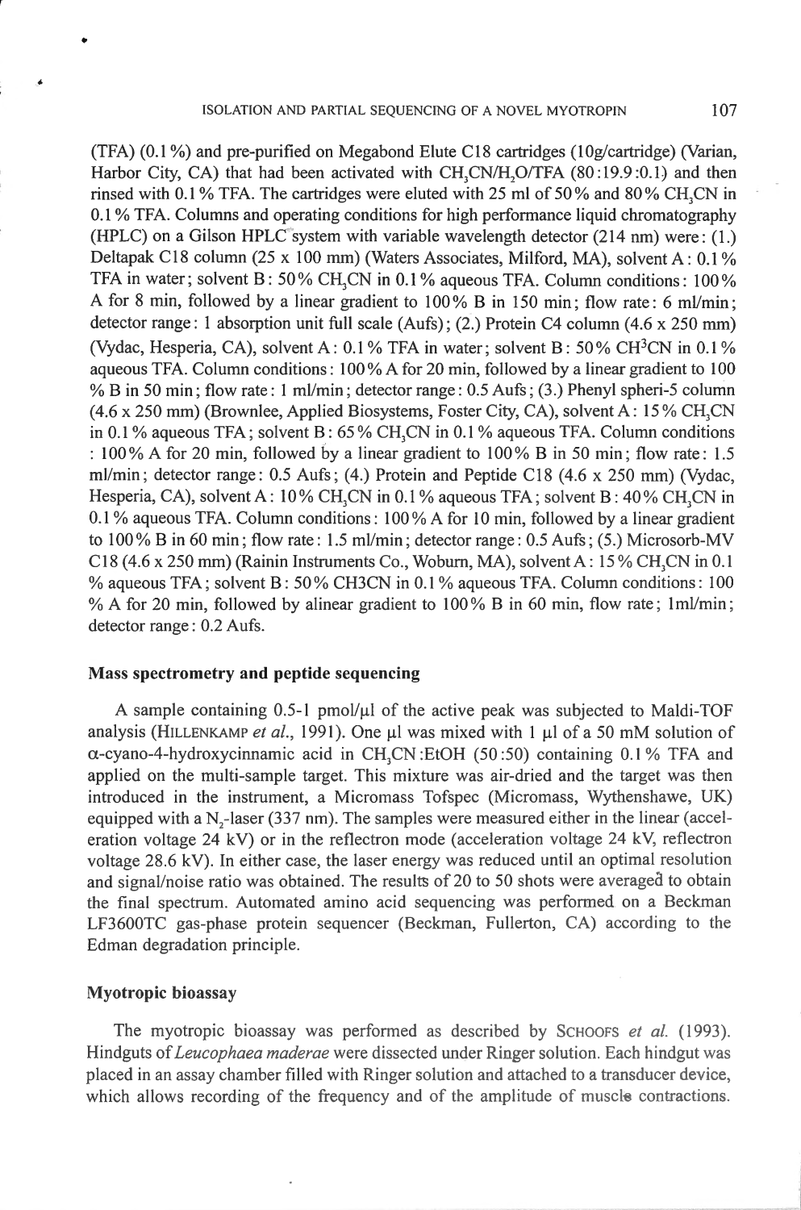(TFA) (0.1 %) and pre-purified on Megabond Elute C18 cartridges (10g/cartridge) (Varian, Harbor City, CA) that had been activated with $CH_3CN/H_2O/TFA$ (80 :19.9 :0.1) and then rinsed with 0.1 % TFA. The cartridges were eluted with 25 ml of 50 % and 80 % $CH_3CN$ in 0.1 % TFA. Columns and operating conditions for high performance liquid chromatography (HPLC) on a Gilson HPLC system with variable wavelength detector (214 nm) were : (1.) Deltapak C18 column (25 x 100 mm) (Waters Associates, Milford, MA), solvent A : 0.1 % TFA in water ; solvent B : 50 % $CH_3CN$ in 0.1 % aqueous TFA. Column conditions : 100 % A for 8 min, followed by a linear gradient to 100 % B in 150 min ; flow rate : 6 ml/min ; detector range : 1 absorption unit full scale (Aufs) ; (2.) Protein C4 column (4.6 x 250 mm) (Vydac, Hesperia, CA), solvent A : 0.1 % TFA in water ; solvent B : 50 % $CH^3CN$ in 0.1 % aqueous TFA. Column conditions : 100 % A for 20 min, followed by a linear gradient to 100 % B in 50 min ; flow rate : 1 ml/min ; detector range : 0.5 Aufs ; (3.) Phenyl spheri-5 column (4.6 x 250 mm) (Brownlee, Applied Biosystems, Foster City, CA), solvent A : 15 % $CH_3CN$ in 0.1 % aqueous TFA ; solvent B : 65 % $CH_3CN$ in 0.1 % aqueous TFA. Column conditions : 100 % A for 20 min, followed by a linear gradient to 100 % B in 50 min ; flow rate : 1.5 ml/min ; detector range : 0.5 Aufs ; (4.) Protein and Peptide C18 (4.6 x 250 mm) (Vydac, Hesperia, CA), solvent A : 10 % $CH_3CN$ in 0.1 % aqueous TFA ; solvent B : 40 % $CH_3CN$ in 0.1 % aqueous TFA. Column conditions : 100 % A for 10 min, followed by a linear gradient to 100 % B in 60 min ; flow rate : 1.5 ml/min ; detector range : 0.5 Aufs ; (5.) Microsorb-MV C18 (4.6 x 250 mm) (Rainin Instruments Co., Woburn, MA), solvent A : 15 % $CH_3CN$ in 0.1 % aqueous TFA ; solvent B : 50 % CH3CN in 0.1 % aqueous TFA. Column conditions : 100 % A for 20 min, followed by alinear gradient to 100 % B in 60 min, flow rate ; 1ml/min ; detector range : 0.2 Aufs.

### Mass spectrometry and peptide sequencing

A sample containing 0.5-1 pmol/µl of the active peak was subjected to Maldi-TOF analysis (Hillenkamp *et al.*, 1991). One µl was mixed with 1 µl of a 50 mM solution of α-cyano-4-hydroxycinnamic acid in $CH_3CN$ :EtOH (50 :50) containing 0.1 % TFA and applied on the multi-sample target. This mixture was air-dried and the target was then introduced in the instrument, a Micromass Tofspec (Micromass, Wythenshawe, UK) equipped with a $N_2$-laser (337 nm). The samples were measured either in the linear (acceleration voltage 24 kV) or in the reflectron mode (acceleration voltage 24 kV, reflectron voltage 28.6 kV). In either case, the laser energy was reduced until an optimal resolution and signal/noise ratio was obtained. The results of 20 to 50 shots were averaged to obtain the final spectrum. Automated amino acid sequencing was performed on a Beckman LF3600TC gas-phase protein sequencer (Beckman, Fullerton, CA) according to the Edman degradation principle.

### Myotropic bioassay

The myotropic bioassay was performed as described by Schoofs *et al.* (1993). Hindguts of *Leucophaea maderae* were dissected under Ringer solution. Each hindgut was placed in an assay chamber filled with Ringer solution and attached to a transducer device, which allows recording of the frequency and of the amplitude of muscle contractions.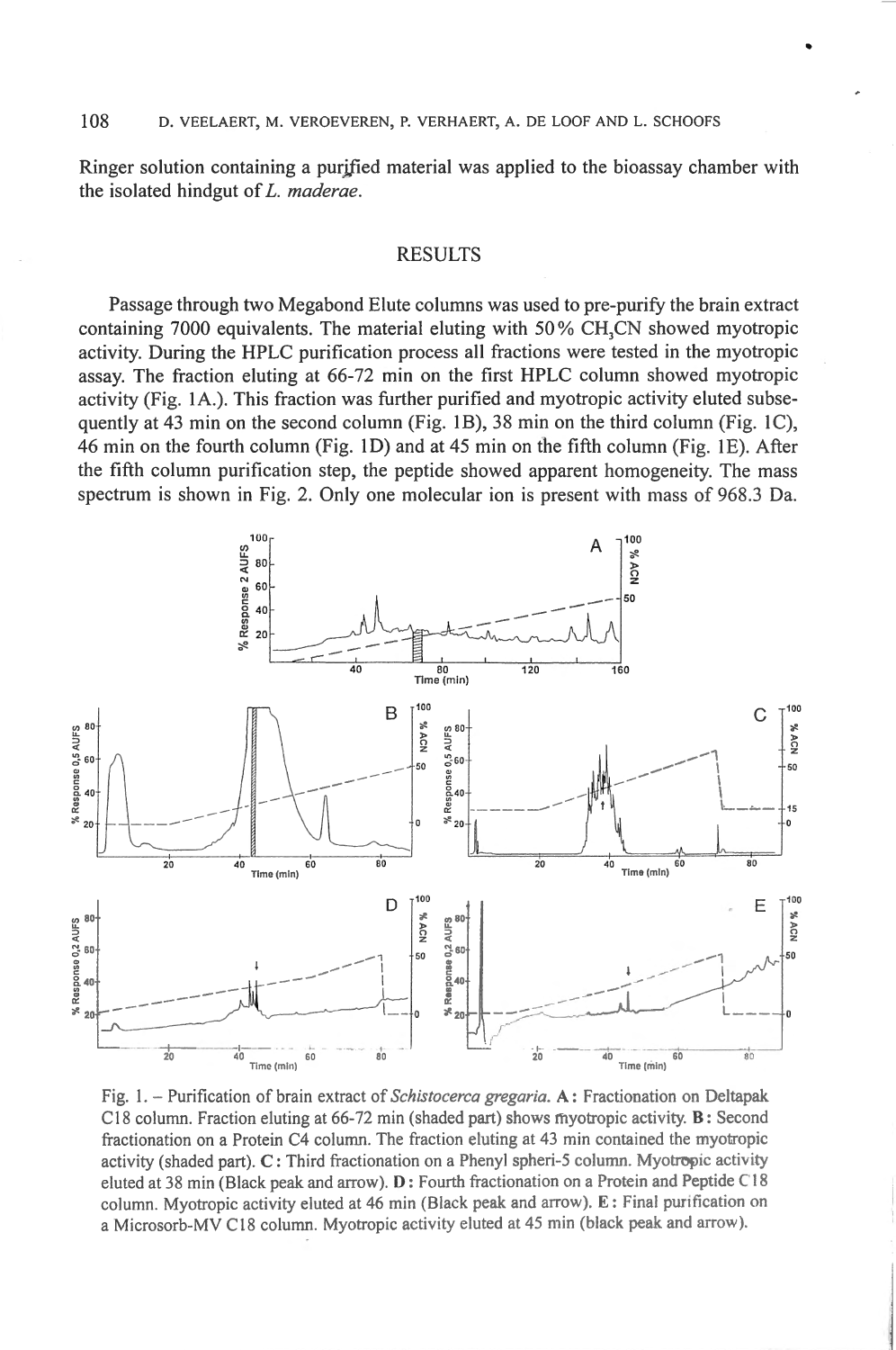Ringer solution containing a purified material was applied to the bioassay chamber with the isolated hindgut of *L. maderae*.

## RESULTS

Passage through two Megabond Elute columns was used to pre-purify the brain extract containing 7000 equivalents. The material eluting with 50% $CH_3CN$ showed myotropic activity. During the HPLC purification process all fractions were tested in the myotropic assay. The fraction eluting at 66-72 min on the first HPLC column showed myotropic activity (Fig. 1A.). This fraction was further purified and myotropic activity eluted subsequently at 43 min on the second column (Fig. 1B), 38 min on the third column (Fig. 1C), 46 min on the fourth column (Fig. 1D) and at 45 min on the fifth column (Fig. 1E). After the fifth column purification step, the peptide showed apparent homogeneity. The mass spectrum is shown in Fig. 2. Only one molecular ion is present with mass of 968.3 Da.

Fig. 1. – Purification of brain extract of *Schistocerca gregaria*. **A:** Fractionation on Deltapak C18 column. Fraction eluting at 66-72 min (shaded part) shows myotropic activity. **B:** Second fractionation on a Protein C4 column. The fraction eluting at 43 min contained the myotropic activity (shaded part). **C:** Third fractionation on a Phenyl spheri-5 column. Myotropic activity eluted at 38 min (Black peak and arrow). **D:** Fourth fractionation on a Protein and Peptide C18 column. Myotropic activity eluted at 46 min (Black peak and arrow). **E:** Final purification on a Microsorb-MV C18 column. Myotropic activity eluted at 45 min (black peak and arrow).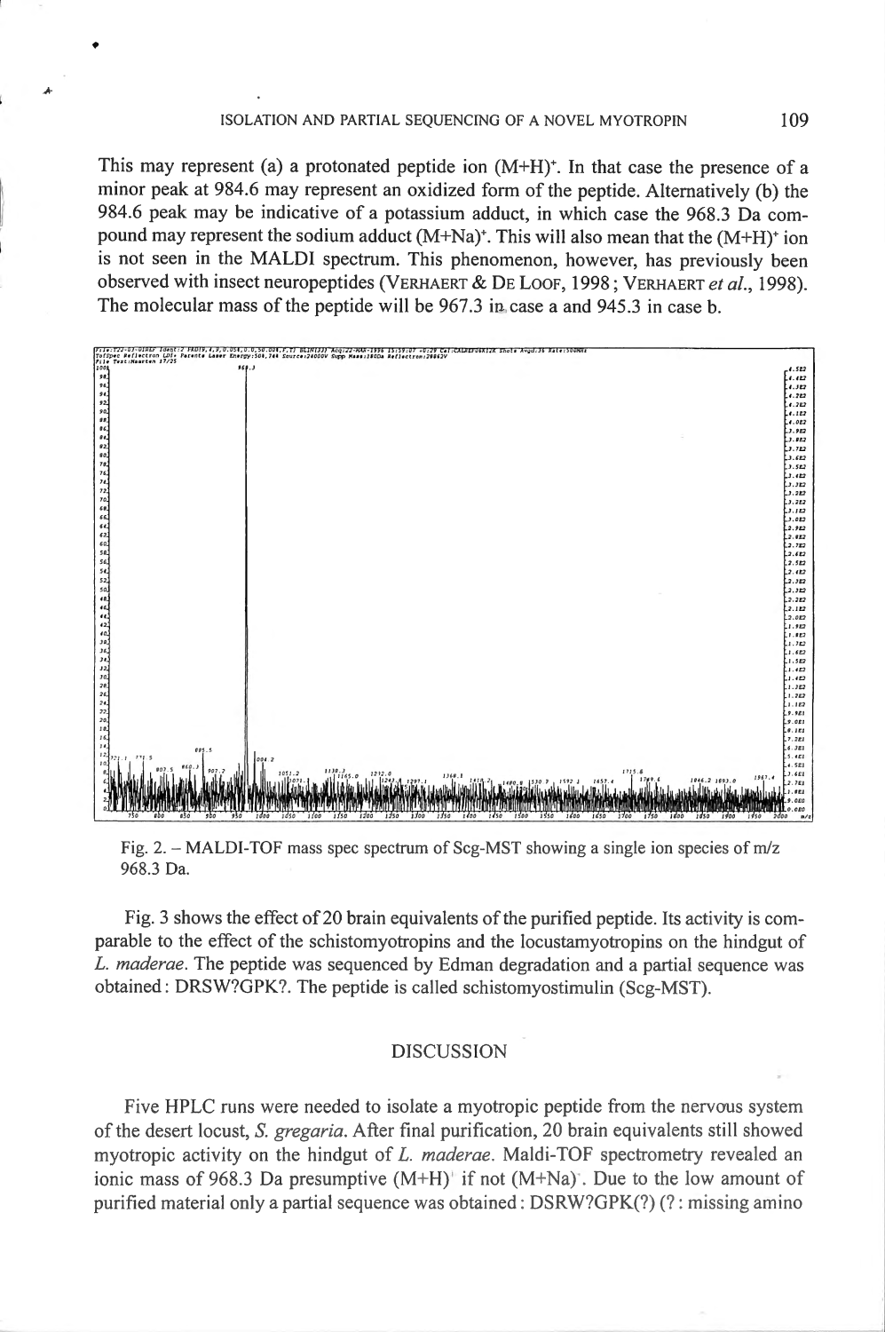This may represent (a) a protonated peptide ion $(M+H)^+$. In that case the presence of a minor peak at 984.6 may represent an oxidized form of the peptide. Alternatively (b) the 984.6 peak may be indicative of a potassium adduct, in which case the 968.3 Da compound may represent the sodium adduct $(M+Na)^+$. This will also mean that the $(M+H)^+$ ion is not seen in the MALDI spectrum. This phenomenon, however, has previously been observed with insect neuropeptides (VERHAERT & DE LOOF, 1998; VERHAERT *et al.*, 1998). The molecular mass of the peptide will be 967.3 in case a and 945.3 in case b.

Fig. 2. – MALDI-TOF mass spec spectrum of Scg-MST showing a single ion species of m/z 968.3 Da.

Fig. 3 shows the effect of 20 brain equivalents of the purified peptide. Its activity is comparable to the effect of the schistomyotropins and the locustamyotropins on the hindgut of *L. maderae*. The peptide was sequenced by Edman degradation and a partial sequence was obtained: DRSW?GPK?. The peptide is called schistomyostimulin (Scg-MST).

## DISCUSSION

Five HPLC runs were needed to isolate a myotropic peptide from the nervous system of the desert locust, *S. gregaria*. After final purification, 20 brain equivalents still showed myotropic activity on the hindgut of *L. maderae*. Maldi-TOF spectrometry revealed an ionic mass of 968.3 Da presumptive $(M+H)^+$ if not $(M+Na)^+$. Due to the low amount of purified material only a partial sequence was obtained: DSRW?GPK(?) (?: missing amino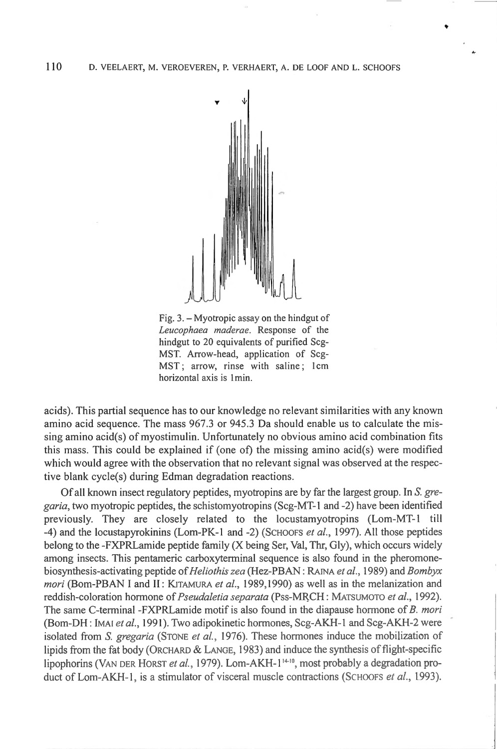Fig. 3. – Myotropic assay on the hindgut of *Leucophaea maderae*. Response of the hindgut to 20 equivalents of purified Scg-MST. Arrow-head, application of Scg-MST; arrow, rinse with saline; 1cm horizontal axis is 1min.

acids). This partial sequence has to our knowledge no relevant similarities with any known amino acid sequence. The mass 967.3 or 945.3 Da should enable us to calculate the missing amino acid(s) of myostimulin. Unfortunately no obvious amino acid combination fits this mass. This could be explained if (one of) the missing amino acid(s) were modified which would agree with the observation that no relevant signal was observed at the respective blank cycle(s) during Edman degradation reactions.

Of all known insect regulatory peptides, myotropins are by far the largest group. In *S. gregaria*, two myotropic peptides, the schistomyotropins (Scg-MT-1 and -2) have been identified previously. They are closely related to the locustamyotropins (Lom-MT-1 till -4) and the locustapyrokinins (Lom-PK-1 and -2) (SCHOOFS *et al.*, 1997). All those peptides belong to the -FXPRLamide peptide family (X being Ser, Val, Thr, Gly), which occurs widely among insects. This pentameric carboxyterminal sequence is also found in the pheromone-biosynthesis-activating peptide of *Heliothis zea* (Hez-PBAN : RAINA *et al.*, 1989) and *Bombyx mori* (Bom-PBAN I and II : KITAMURA *et al.*, 1989,1990) as well as in the melanization and reddish-coloration hormone of *Pseudaletia separata* (Pss-MRCH : MATSUMOTO *et al.*, 1992). The same C-terminal -FXPRLamide motif is also found in the diapause hormone of *B. mori* (Bom-DH : IMAI *et al.*, 1991). Two adipokinetic hormones, Scg-AKH-1 and Scg-AKH-2 were isolated from *S. gregaria* (STONE *et al.*, 1976). These hormones induce the mobilization of lipids from the fat body (ORCHARD & LANGE, 1983) and induce the synthesis of flight-specific lipophorins (VAN DER HORST *et al.*, 1979). Lom-AKH-1[14-10], most probably a degradation product of Lom-AKH-1, is a stimulator of visceral muscle contractions (SCHOOFS *et al.*, 1993).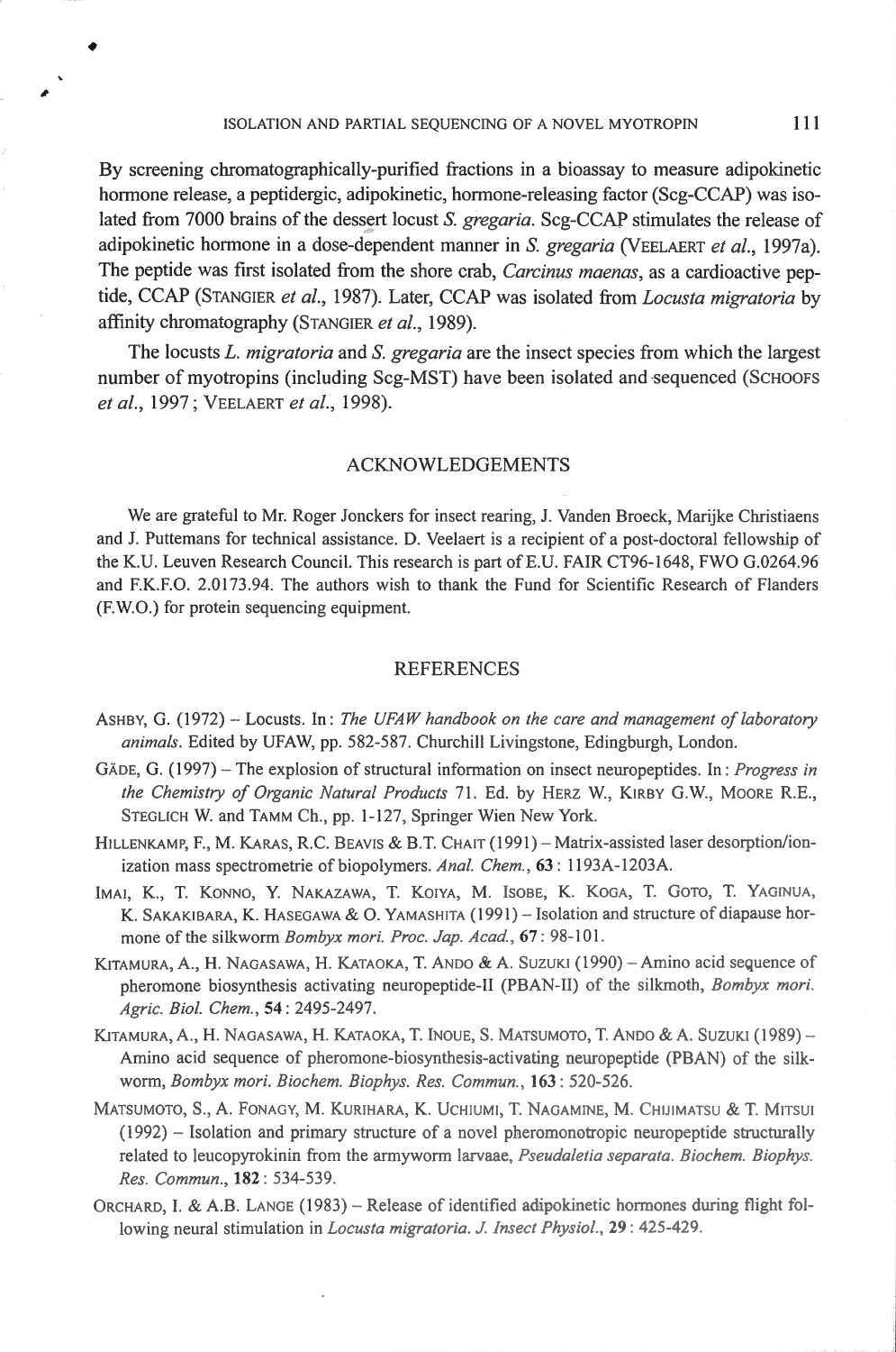By screening chromatographically-purified fractions in a bioassay to measure adipokinetic hormone release, a peptidergic, adipokinetic, hormone-releasing factor (Scg-CCAP) was isolated from 7000 brains of the dessert locust *S. gregaria*. Scg-CCAP stimulates the release of adipokinetic hormone in a dose-dependent manner in *S. gregaria* (VEELAERT *et al.*, 1997a). The peptide was first isolated from the shore crab, *Carcinus maenas*, as a cardioactive peptide, CCAP (STANGIER *et al.*, 1987). Later, CCAP was isolated from *Locusta migratoria* by affinity chromatography (STANGIER *et al.*, 1989).

The locusts *L. migratoria* and *S. gregaria* are the insect species from which the largest number of myotropins (including Scg-MST) have been isolated and sequenced (SCHOOFS *et al.*, 1997 ; VEELAERT *et al.*, 1998).

## ACKNOWLEDGEMENTS

We are grateful to Mr. Roger Jonckers for insect rearing, J. Vanden Broeck, Marijke Christiaens and J. Puttemans for technical assistance. D. Veelaert is a recipient of a post-doctoral fellowship of the K.U. Leuven Research Council. This research is part of E.U. FAIR CT96-1648, FWO G.0264.96 and F.K.F.O. 2.0173.94. The authors wish to thank the Fund for Scientific Research of Flanders (F.W.O.) for protein sequencing equipment.

## REFERENCES

ASHBY, G. (1972) – Locusts. In : *The UFAW handbook on the care and management of laboratory animals*. Edited by UFAW, pp. 582-587. Churchill Livingstone, Edingburgh, London.

GÄDE, G. (1997) – The explosion of structural information on insect neuropeptides. In : *Progress in the Chemistry of Organic Natural Products* 71. Ed. by HERZ W., KIRBY G.W., MOORE R.E., STEGLICH W. and TAMM Ch., pp. 1-127, Springer Wien New York.

HILLENKAMP, F., M. KARAS, R.C. BEAVIS & B.T. CHAIT (1991) – Matrix-assisted laser desorption/ionization mass spectrometrie of biopolymers. *Anal. Chem.*, **63** : 1193A-1203A.

IMAI, K., T. KONNO, Y. NAKAZAWA, T. KOIYA, M. ISOBE, K. KOGA, T. GOTO, T. YAGINUA, K. SAKAKIBARA, K. HASEGAWA & O. YAMASHITA (1991) – Isolation and structure of diapause hormone of the silkworm *Bombyx mori*. *Proc. Jap. Acad.*, **67** : 98-101.

KITAMURA, A., H. NAGASAWA, H. KATAOKA, T. ANDO & A. SUZUKI (1990) – Amino acid sequence of pheromone biosynthesis activating neuropeptide-II (PBAN-II) of the silkmoth, *Bombyx mori*. *Agric. Biol. Chem.*, **54** : 2495-2497.

KITAMURA, A., H. NAGASAWA, H. KATAOKA, T. INOUE, S. MATSUMOTO, T. ANDO & A. SUZUKI (1989) – Amino acid sequence of pheromone-biosynthesis-activating neuropeptide (PBAN) of the silkworm, *Bombyx mori*. *Biochem. Biophys. Res. Commun.*, **163** : 520-526.

MATSUMOTO, S., A. FONAGY, M. KURIHARA, K. UCHIUMI, T. NAGAMINE, M. CHIJIMATSU & T. MITSUI (1992) – Isolation and primary structure of a novel pheromonotropic neuropeptide structurally related to leucopyrokinin from the armyworm larvaae, *Pseudaletia separata*. *Biochem. Biophys. Res. Commun.*, **182** : 534-539.

ORCHARD, I. & A.B. LANGE (1983) – Release of identified adipokinetic hormones during flight following neural stimulation in *Locusta migratoria*. *J. Insect Physiol.*, **29** : 425-429.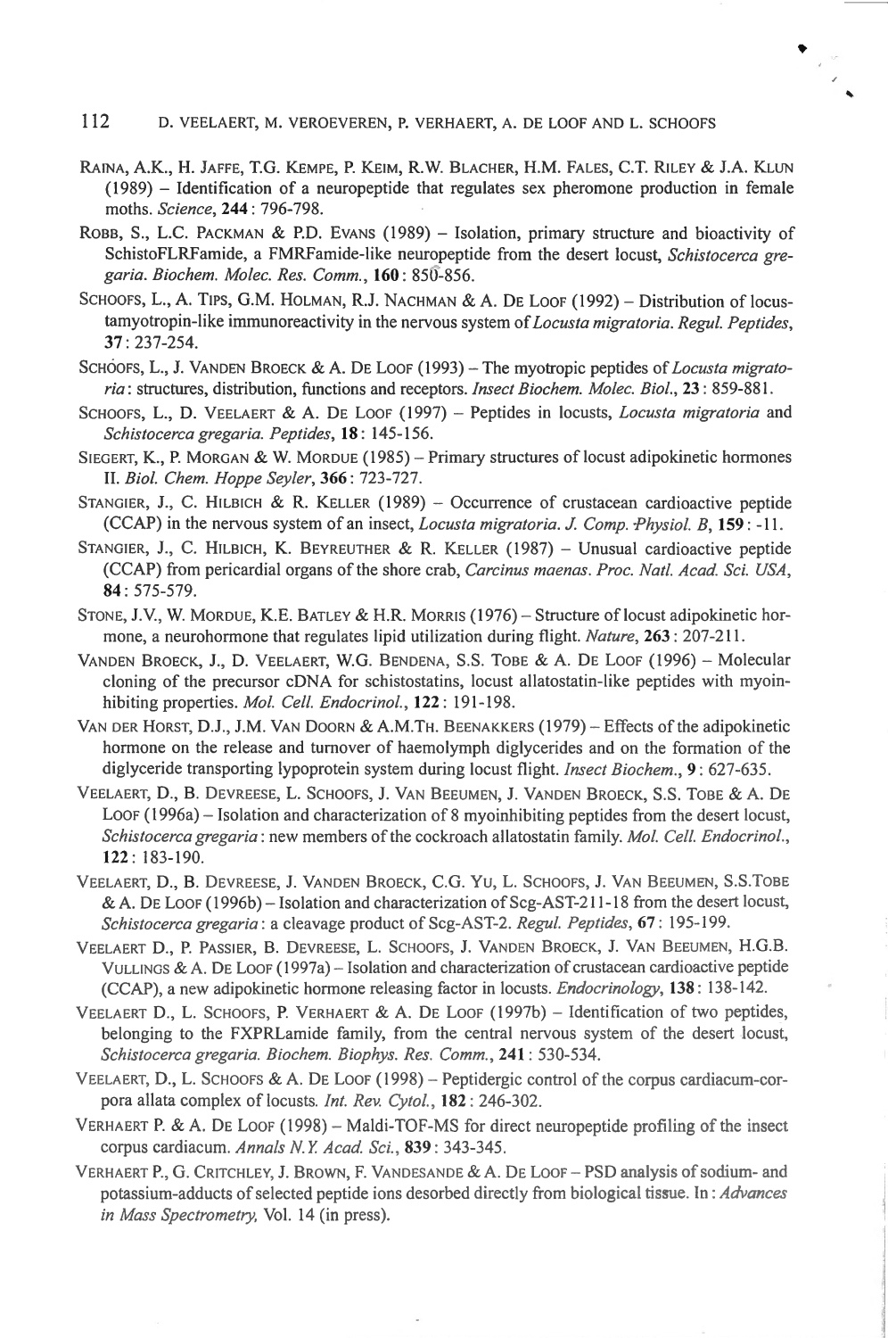RAINA, A.K., H. JAFFE, T.G. KEMPE, P. KEIM, R.W. BLACHER, H.M. FALES, C.T. RILEY & J.A. KLUN (1989) – Identification of a neuropeptide that regulates sex pheromone production in female moths. *Science*, **244**: 796-798.

ROBB, S., L.C. PACKMAN & P.D. EVANS (1989) – Isolation, primary structure and bioactivity of SchistoFLRFamide, a FMRFamide-like neuropeptide from the desert locust, *Schistocerca gregaria*. *Biochem. Molec. Res. Comm.*, **160**: 850-856.

SCHOOFS, L., A. TIPS, G.M. HOLMAN, R.J. NACHMAN & A. DE LOOF (1992) – Distribution of locustamyotropin-like immunoreactivity in the nervous system of *Locusta migratoria*. *Regul. Peptides*, **37**: 237-254.

SCHOOFS, L., J. VANDEN BROECK & A. DE LOOF (1993) – The myotropic peptides of *Locusta migratoria*: structures, distribution, functions and receptors. *Insect Biochem. Molec. Biol.*, **23**: 859-881.

SCHOOFS, L., D. VEELAERT & A. DE LOOF (1997) – Peptides in locusts, *Locusta migratoria* and *Schistocerca gregaria*. *Peptides*, **18**: 145-156.

SIEGERT, K., P. MORGAN & W. MORDUE (1985) – Primary structures of locust adipokinetic hormones II. *Biol. Chem. Hoppe Seyler*, **366**: 723-727.

STANGIER, J., C. HILBICH & R. KELLER (1989) – Occurrence of crustacean cardioactive peptide (CCAP) in the nervous system of an insect, *Locusta migratoria*. *J. Comp. Physiol. B*, **159**: -11.

STANGIER, J., C. HILBICH, K. BEYREUTHER & R. KELLER (1987) – Unusual cardioactive peptide (CCAP) from pericardial organs of the shore crab, *Carcinus maenas*. *Proc. Natl. Acad. Sci. USA*, **84**: 575-579.

STONE, J.V., W. MORDUE, K.E. BATLEY & H.R. MORRIS (1976) – Structure of locust adipokinetic hormone, a neurohormone that regulates lipid utilization during flight. *Nature*, **263**: 207-211.

VANDEN BROECK, J., D. VEELAERT, W.G. BENDENA, S.S. TOBE & A. DE LOOF (1996) – Molecular cloning of the precursor cDNA for schistostatins, locust allatostatin-like peptides with myoinhibiting properties. *Mol. Cell. Endocrinol.*, **122**: 191-198.

VAN DER HORST, D.J., J.M. VAN DOORN & A.M.TH. BEENAKKERS (1979) – Effects of the adipokinetic hormone on the release and turnover of haemolymph diglycerides and on the formation of the diglyceride transporting lypoprotein system during locust flight. *Insect Biochem.*, **9**: 627-635.

VEELAERT, D., B. DEVREESE, L. SCHOOFS, J. VAN BEEUMEN, J. VANDEN BROECK, S.S. TOBE & A. DE LOOF (1996a) – Isolation and characterization of 8 myoinhibiting peptides from the desert locust, *Schistocerca gregaria*: new members of the cockroach allatostatin family. *Mol. Cell. Endocrinol.*, **122**: 183-190.

VEELAERT, D., B. DEVREESE, J. VANDEN BROECK, C.G. YU, L. SCHOOFS, J. VAN BEEUMEN, S.S.TOBE & A. DE LOOF (1996b) – Isolation and characterization of Scg-AST-211-18 from the desert locust, *Schistocerca gregaria*: a cleavage product of Scg-AST-2. *Regul. Peptides*, **67**: 195-199.

VEELAERT D., P. PASSIER, B. DEVREESE, L. SCHOOFS, J. VANDEN BROECK, J. VAN BEEUMEN, H.G.B. VULLINGS & A. DE LOOF (1997a) – Isolation and characterization of crustacean cardioactive peptide (CCAP), a new adipokinetic hormone releasing factor in locusts. *Endocrinology*, **138**: 138-142.

VEELAERT D., L. SCHOOFS, P. VERHAERT & A. DE LOOF (1997b) – Identification of two peptides, belonging to the FXPRLamide family, from the central nervous system of the desert locust, *Schistocerca gregaria*. *Biochem. Biophys. Res. Comm.*, **241**: 530-534.

VEELAERT, D., L. SCHOOFS & A. DE LOOF (1998) – Peptidergic control of the corpus cardiacum-corpora allata complex of locusts. *Int. Rev. Cytol.*, **182**: 246-302.

VERHAERT P. & A. DE LOOF (1998) – Maldi-TOF-MS for direct neuropeptide profiling of the insect corpus cardiacum. *Annals N.Y. Acad. Sci.*, **839**: 343-345.

VERHAERT P., G. CRITCHLEY, J. BROWN, F. VANDESANDE & A. DE LOOF – PSD analysis of sodium- and potassium-adducts of selected peptide ions desorbed directly from biological tissue. In: *Advances in Mass Spectrometry*, Vol. 14 (in press).